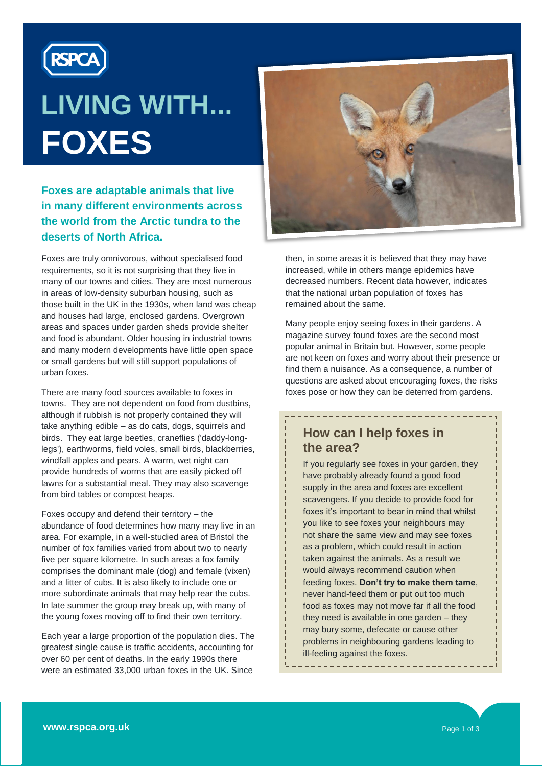RSPCA

# LIVING WITH... FOXES

**Foxes are adaptable animals that live in many different environments across the world from the Arctic tundra to the deserts of North Africa.**

Foxes are truly omnivorous, without specialised food requirements, so it is not surprising that they live in many of our towns and cities. They are most numerous in areas of low-density suburban housing, such as those built in the UK in the 1930s, when land was cheap and houses had large, enclosed gardens. Overgrown areas and spaces under garden sheds provide shelter and food is abundant. Older housing in industrial towns and many modern developments have little open space or small gardens but will still support populations of urban foxes.

There are many food sources available to foxes in towns. They are not dependent on food from dustbins, although if rubbish is not properly contained they will take anything edible – as do cats, dogs, squirrels and birds. They eat large beetles, craneflies ('daddy-long-legs'), earthworms, field voles, small birds, blackberries, windfall apples and pears. A warm, wet night can provide hundreds of worms that are easily picked off lawns for a substantial meal. They may also scavenge from bird tables or compost heaps.

Foxes occupy and defend their territory – the abundance of food determines how many may live in an area. For example, in a well-studied area of Bristol the number of fox families varied from about two to nearly five per square kilometre. In such areas a fox family comprises the dominant male (dog) and female (vixen) and a litter of cubs. It is also likely to include one or more subordinate animals that may help rear the cubs. In late summer the group may break up, with many of the young foxes moving off to find their own territory.

Each year a large proportion of the population dies. The greatest single cause is traffic accidents, accounting for over 60 per cent of deaths. In the early 1990s there were an estimated 33,000 urban foxes in the UK. Since then, in some areas it is believed that they may have increased, while in others mange epidemics have decreased numbers. Recent data however, indicates that the national urban population of foxes has remained about the same.

Many people enjoy seeing foxes in their gardens. A magazine survey found foxes are the second most popular animal in Britain but. However, some people are not keen on foxes and worry about their presence or find them a nuisance. As a consequence, a number of questions are asked about encouraging foxes, the risks foxes pose or how they can be deterred from gardens.

## How can I help foxes in the area?

If you regularly see foxes in your garden, they have probably already found a good food supply in the area and foxes are excellent scavengers. If you decide to provide food for foxes it's important to bear in mind that whilst you like to see foxes your neighbours may not share the same view and may see foxes as a problem, which could result in action taken against the animals. As a result we would always recommend caution when feeding foxes. **Don't try to make them tame**, never hand-feed them or put out too much food as foxes may not move far if all the food they need is available in one garden – they may bury some, defecate or cause other problems in neighbouring gardens leading to ill-feeling against the foxes.

www.rspca.org.uk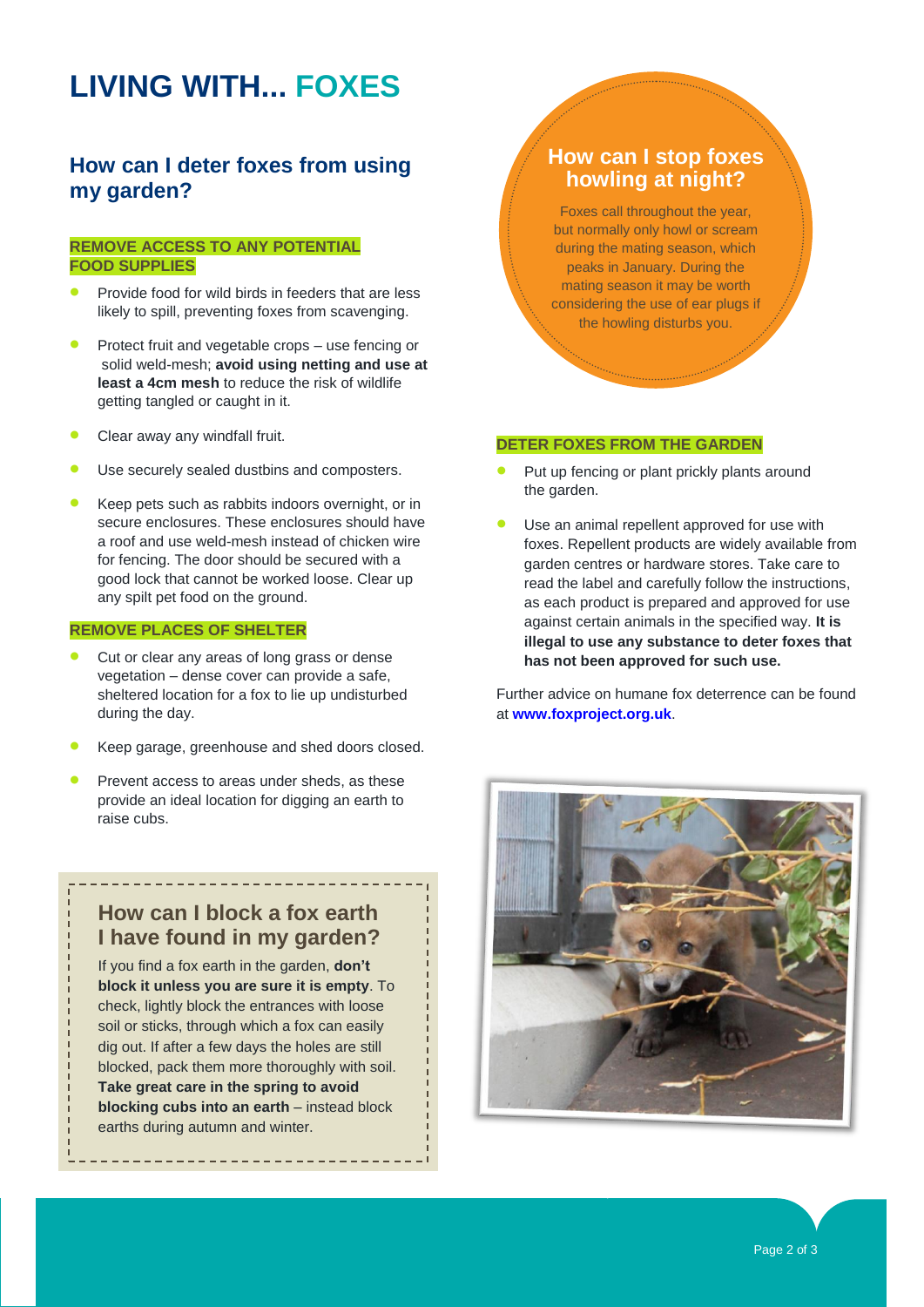# LIVING WITH... FOXES

## How can I deter foxes from using my garden?

### REMOVE ACCESS TO ANY POTENTIAL FOOD SUPPLIES

- Provide food for wild birds in feeders that are less likely to spill, preventing foxes from scavenging.
- Protect fruit and vegetable crops – use fencing or solid weld-mesh; **avoid using netting and use at least a 4cm mesh** to reduce the risk of wildlife getting tangled or caught in it.
- Clear away any windfall fruit.
- Use securely sealed dustbins and composters.
- Keep pets such as rabbits indoors overnight, or in secure enclosures. These enclosures should have a roof and use weld-mesh instead of chicken wire for fencing. The door should be secured with a good lock that cannot be worked loose. Clear up any spilt pet food on the ground.

### REMOVE PLACES OF SHELTER

- Cut or clear any areas of long grass or dense vegetation – dense cover can provide a safe, sheltered location for a fox to lie up undisturbed during the day.
- Keep garage, greenhouse and shed doors closed.
- Prevent access to areas under sheds, as these provide an ideal location for digging an earth to raise cubs.

## How can I block a fox earth I have found in my garden?

If you find a fox earth in the garden, **don't block it unless you are sure it is empty**. To check, lightly block the entrances with loose soil or sticks, through which a fox can easily dig out. If after a few days the holes are still blocked, pack them more thoroughly with soil. **Take great care in the spring to avoid blocking cubs into an earth** – instead block earths during autumn and winter.

## How can I stop foxes howling at night?

Foxes call throughout the year, but normally only howl or scream during the mating season, which peaks in January. During the mating season it may be worth considering the use of ear plugs if the howling disturbs you.

### DETER FOXES FROM THE GARDEN

- Put up fencing or plant prickly plants around the garden.
- Use an animal repellent approved for use with foxes. Repellent products are widely available from garden centres or hardware stores. Take care to read the label and carefully follow the instructions, as each product is prepared and approved for use against certain animals in the specified way. **It is illegal to use any substance to deter foxes that has not been approved for such use.**

Further advice on humane fox deterrence can be found at **www.foxproject.org.uk**.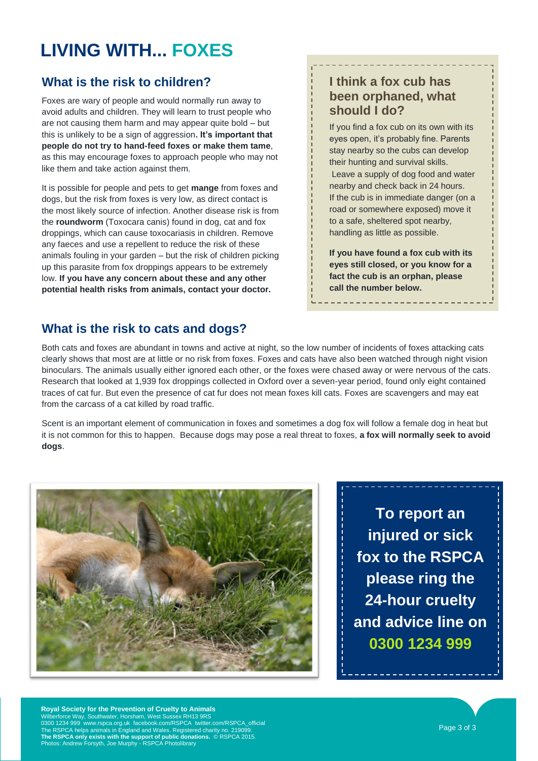# LIVING WITH... FOXES

## What is the risk to children?

Foxes are wary of people and would normally run away to avoid adults and children. They will learn to trust people who are not causing them harm and may appear quite bold – but this is unlikely to be a sign of aggression**. It's important that people do not try to hand-feed foxes or make them tame**, as this may encourage foxes to approach people who may not like them and take action against them.

It is possible for people and pets to get **mange** from foxes and dogs, but the risk from foxes is very low, as direct contact is the most likely source of infection. Another disease risk is from the **roundworm** (Toxocara canis) found in dog, cat and fox droppings, which can cause toxocariasis in children. Remove any faeces and use a repellent to reduce the risk of these animals fouling in your garden – but the risk of children picking up this parasite from fox droppings appears to be extremely low. **If you have any concern about these and any other potential health risks from animals, contact your doctor.**

## I think a fox cub has been orphaned, what should I do?

If you find a fox cub on its own with its eyes open, it's probably fine. Parents stay nearby so the cubs can develop their hunting and survival skills. Leave a supply of dog food and water nearby and check back in 24 hours. If the cub is in immediate danger (on a road or somewhere exposed) move it to a safe, sheltered spot nearby, handling as little as possible.

**If you have found a fox cub with its eyes still closed, or you know for a fact the cub is an orphan, please call the number below.**

## What is the risk to cats and dogs?

Both cats and foxes are abundant in towns and active at night, so the low number of incidents of foxes attacking cats clearly shows that most are at little or no risk from foxes. Foxes and cats have also been watched through night vision binoculars. The animals usually either ignored each other, or the foxes were chased away or were nervous of the cats. Research that looked at 1,939 fox droppings collected in Oxford over a seven-year period, found only eight contained traces of cat fur. But even the presence of cat fur does not mean foxes kill cats. Foxes are scavengers and may eat from the carcass of a cat killed by road traffic.

Scent is an important element of communication in foxes and sometimes a dog fox will follow a female dog in heat but it is not common for this to happen. Because dogs may pose a real threat to foxes, **a fox will normally seek to avoid dogs**.

**To report an injured or sick fox to the RSPCA please ring the 24-hour cruelty and advice line on 0300 1234 999**

**Royal Society for the Prevention of Cruelty to Animals**
Wilberforce Way, Southwater, Horsham, West Sussex RH13 9RS
0300 1234 999 www.rspca.org.uk facebook.com/RSPCA twitter.com/RSPCA_official
The RSPCA helps animals in England and Wales. Registered charity no. 219099.
**The RSPCA only exists with the support of public donations.** © RSPCA 2015.
Photos: Andrew Forsyth, Joe Murphy - RSPCA Photolibrary